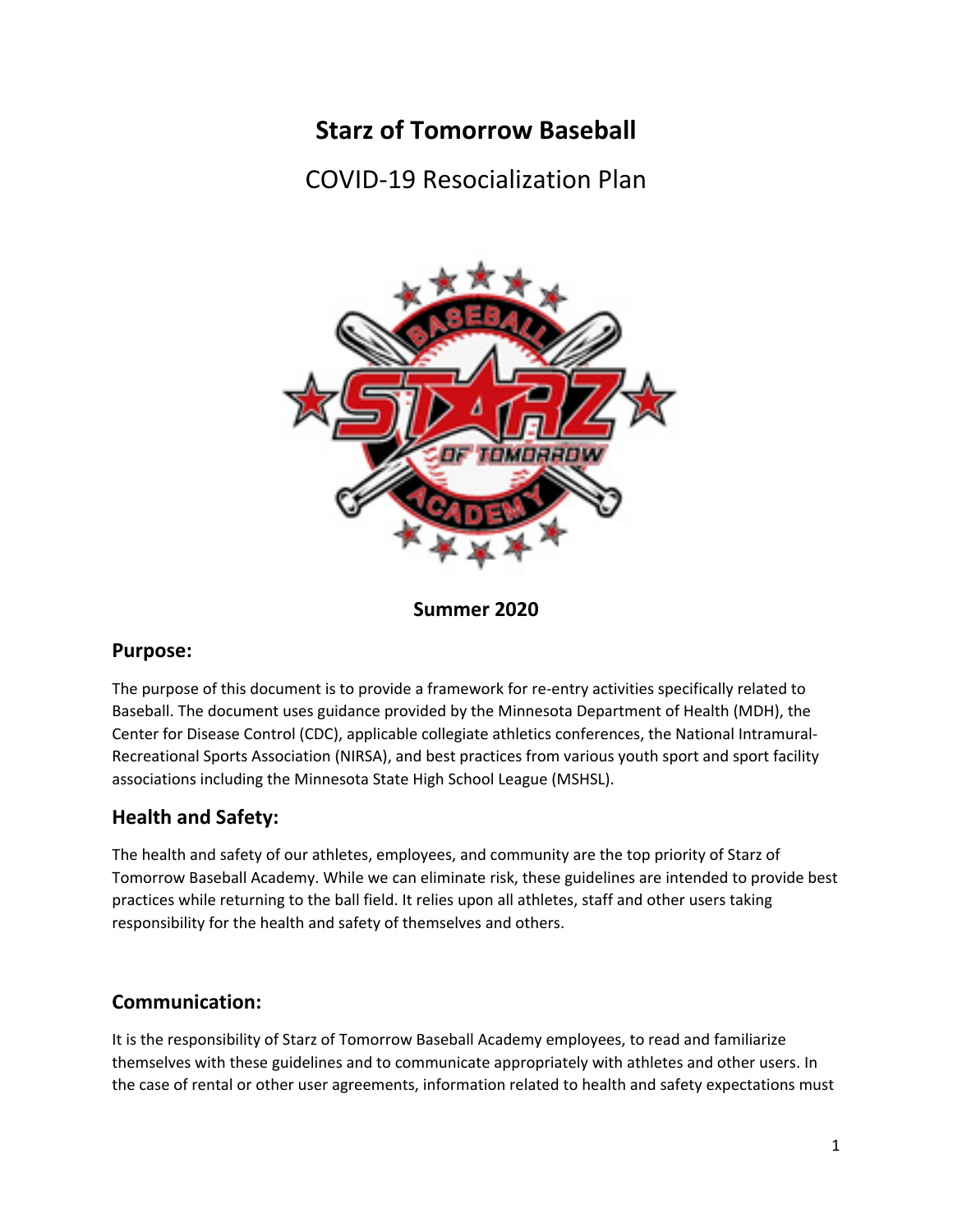# Starz of Tomorrow Baseball

## COVID-19 Resocialization Plan

**Summer 2020**

### Purpose:

The purpose of this document is to provide a framework for re-entry activities specifically related to Baseball. The document uses guidance provided by the Minnesota Department of Health (MDH), the Center for Disease Control (CDC), applicable collegiate athletics conferences, the National Intramural-Recreational Sports Association (NIRSA), and best practices from various youth sport and sport facility associations including the Minnesota State High School League (MSHSL).

### Health and Safety:

The health and safety of our athletes, employees, and community are the top priority of Starz of Tomorrow Baseball Academy. While we can eliminate risk, these guidelines are intended to provide best practices while returning to the ball field. It relies upon all athletes, staff and other users taking responsibility for the health and safety of themselves and others.

### Communication:

It is the responsibility of Starz of Tomorrow Baseball Academy employees, to read and familiarize themselves with these guidelines and to communicate appropriately with athletes and other users. In the case of rental or other user agreements, information related to health and safety expectations must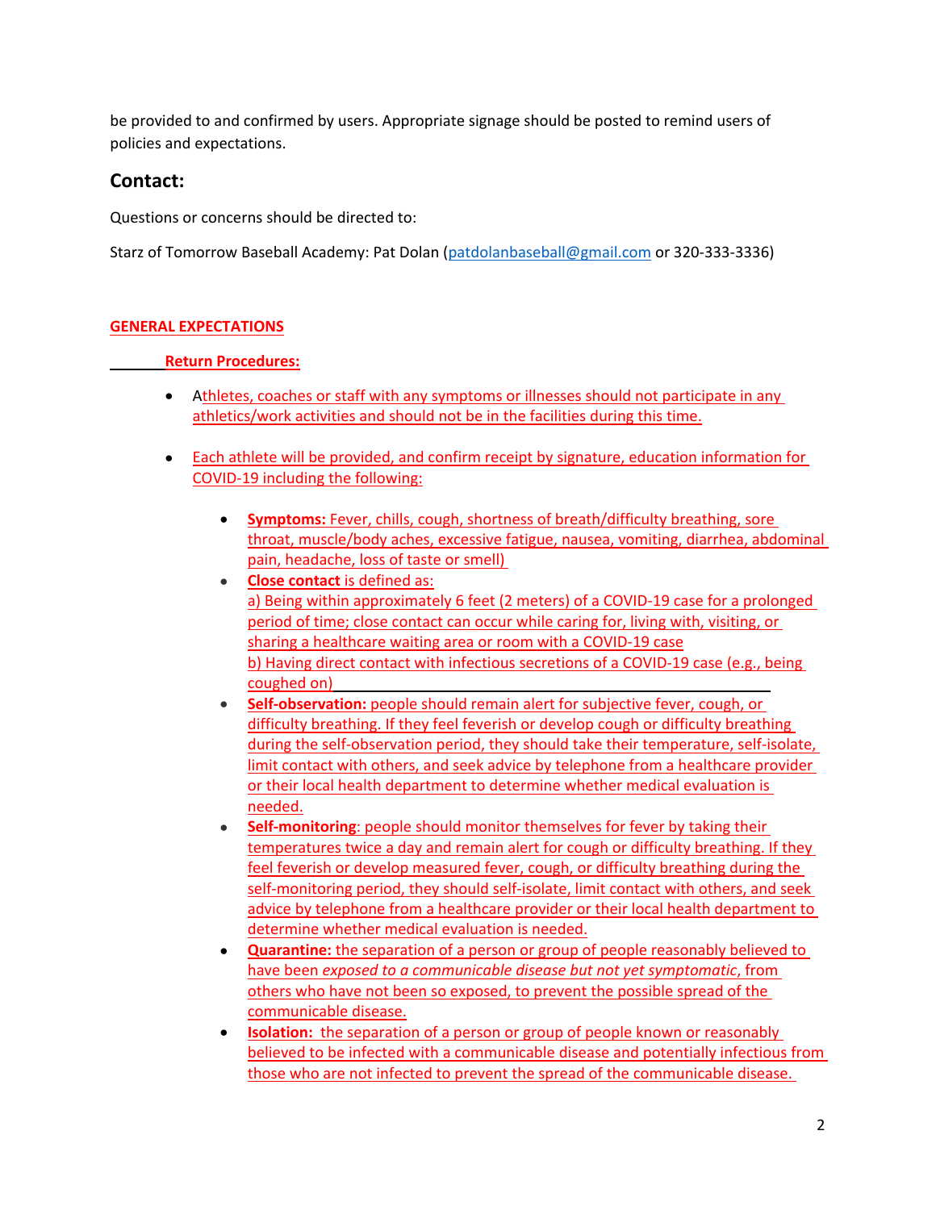be provided to and confirmed by users. Appropriate signage should be posted to remind users of policies and expectations.

## Contact:

Questions or concerns should be directed to:

Starz of Tomorrow Baseball Academy: Pat Dolan (patdolanbaseball@gmail.com or 320-333-3336)

**GENERAL EXPECTATIONS**

**Return Procedures:**

- Athletes, coaches or staff with any symptoms or illnesses should not participate in any athletics/work activities and should not be in the facilities during this time.

- Each athlete will be provided, and confirm receipt by signature, education information for COVID-19 including the following:

  - **Symptoms:** Fever, chills, cough, shortness of breath/difficulty breathing, sore throat, muscle/body aches, excessive fatigue, nausea, vomiting, diarrhea, abdominal pain, headache, loss of taste or smell)
  - **Close contact** is defined as:
    a) Being within approximately 6 feet (2 meters) of a COVID-19 case for a prolonged period of time; close contact can occur while caring for, living with, visiting, or sharing a healthcare waiting area or room with a COVID-19 case
    b) Having direct contact with infectious secretions of a COVID-19 case (e.g., being coughed on)
  - **Self-observation:** people should remain alert for subjective fever, cough, or difficulty breathing. If they feel feverish or develop cough or difficulty breathing during the self-observation period, they should take their temperature, self-isolate, limit contact with others, and seek advice by telephone from a healthcare provider or their local health department to determine whether medical evaluation is needed.
  - **Self-monitoring**: people should monitor themselves for fever by taking their temperatures twice a day and remain alert for cough or difficulty breathing. If they feel feverish or develop measured fever, cough, or difficulty breathing during the self-monitoring period, they should self-isolate, limit contact with others, and seek advice by telephone from a healthcare provider or their local health department to determine whether medical evaluation is needed.
  - **Quarantine:** the separation of a person or group of people reasonably believed to have been *exposed to a communicable disease but not yet symptomatic*, from others who have not been so exposed, to prevent the possible spread of the communicable disease.
  - **Isolation:** the separation of a person or group of people known or reasonably believed to be infected with a communicable disease and potentially infectious from those who are not infected to prevent the spread of the communicable disease.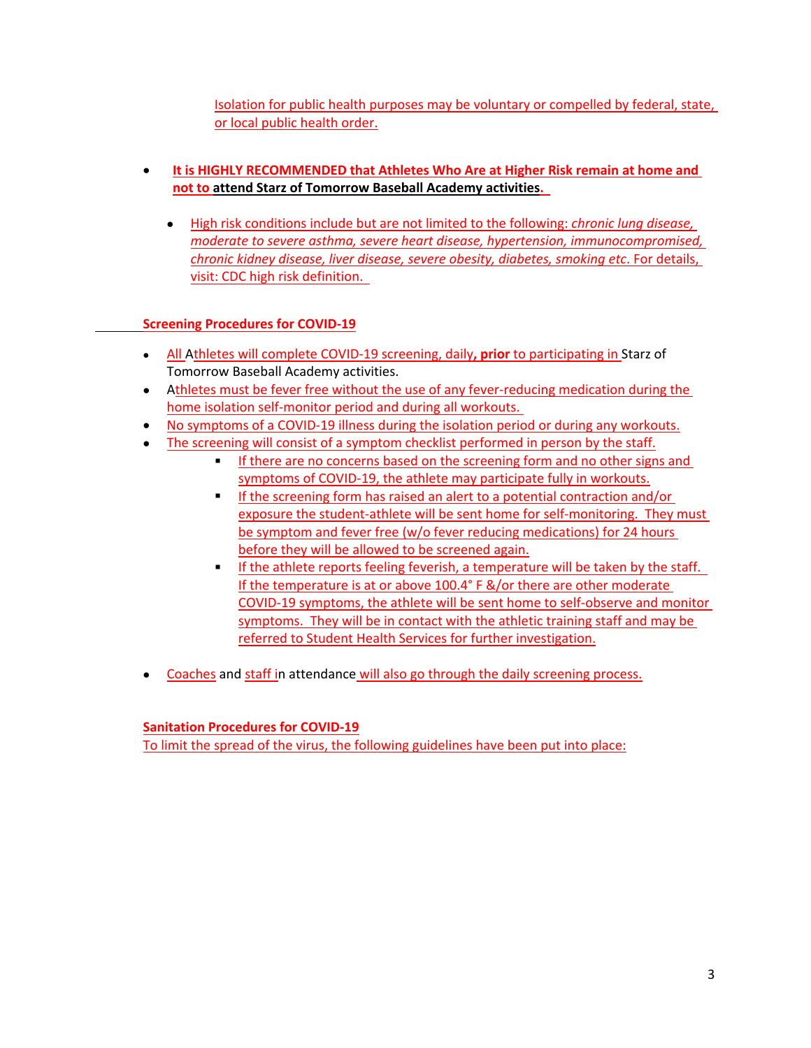Isolation for public health purposes may be voluntary or compelled by federal, state, or local public health order.

- **It is HIGHLY RECOMMENDED that Athletes Who Are at Higher Risk remain at home and not to attend Starz of Tomorrow Baseball Academy activities.**
  - High risk conditions include but are not limited to the following: *chronic lung disease, moderate to severe asthma, severe heart disease, hypertension, immunocompromised, chronic kidney disease, liver disease, severe obesity, diabetes, smoking etc*. For details, visit: CDC high risk definition.

**Screening Procedures for COVID-19**

- All Athletes will complete COVID-19 screening, daily**, prior** to participating in Starz of Tomorrow Baseball Academy activities.
- Athletes must be fever free without the use of any fever-reducing medication during the home isolation self-monitor period and during all workouts.
- No symptoms of a COVID-19 illness during the isolation period or during any workouts.
- The screening will consist of a symptom checklist performed in person by the staff.
  - If there are no concerns based on the screening form and no other signs and symptoms of COVID-19, the athlete may participate fully in workouts.
  - If the screening form has raised an alert to a potential contraction and/or exposure the student-athlete will be sent home for self-monitoring. They must be symptom and fever free (w/o fever reducing medications) for 24 hours before they will be allowed to be screened again.
  - If the athlete reports feeling feverish, a temperature will be taken by the staff. If the temperature is at or above 100.4° F &/or there are other moderate COVID-19 symptoms, the athlete will be sent home to self-observe and monitor symptoms. They will be in contact with the athletic training staff and may be referred to Student Health Services for further investigation.

- Coaches and staff in attendance will also go through the daily screening process.

**Sanitation Procedures for COVID-19**

To limit the spread of the virus, the following guidelines have been put into place: